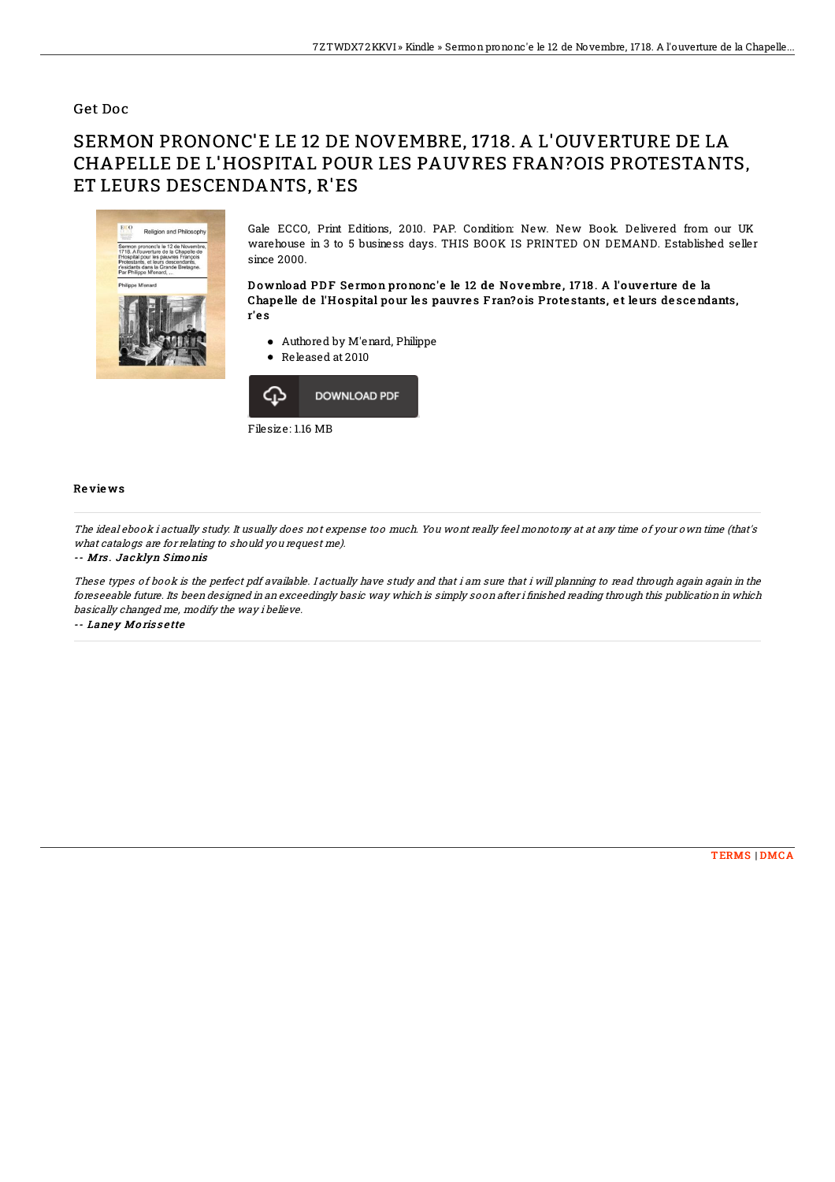## Get Doc

# SERMON PRONONC'E LE 12 DE NOVEMBRE, 1718. A L'OUVERTURE DE LA CHAPELLE DE L'HOSPITAL POUR LES PAUVRES FRAN?OIS PROTESTANTS, ET LEURS DESCENDANTS, R'ES

Gale ECCO, Print Editions, 2010. PAP. Condition: New. New Book. Delivered from our UK warehouse in 3 to 5 business days. THIS BOOK IS PRINTED ON DEMAND. Established seller since 2000.

### Download PDF Sermon prononc'e le 12 de Novembre, 1718. A l'ouverture de la Chapelle de l'Hospital pour les pauvres Fran?ois Protestants, et leurs descendants, r'es

- Authored by M'enard, Philippe
- Released at 2010

DOWNLOAD PDF

Filesize: 1.16 MB

### Reviews

*The ideal ebook i actually study. It usually does not expense too much. You wont really feel monotony at at any time of your own time (that's what catalogs are for relating to should you request me).*

-- ***Mrs. Jacklyn Simonis***

*These types of book is the perfect pdf available. I actually have study and that i am sure that i will planning to read through again again in the foreseeable future. Its been designed in an exceedingly basic way which is simply soon after i finished reading through this publication in which basically changed me, modify the way i believe.*

-- ***Laney Morissette***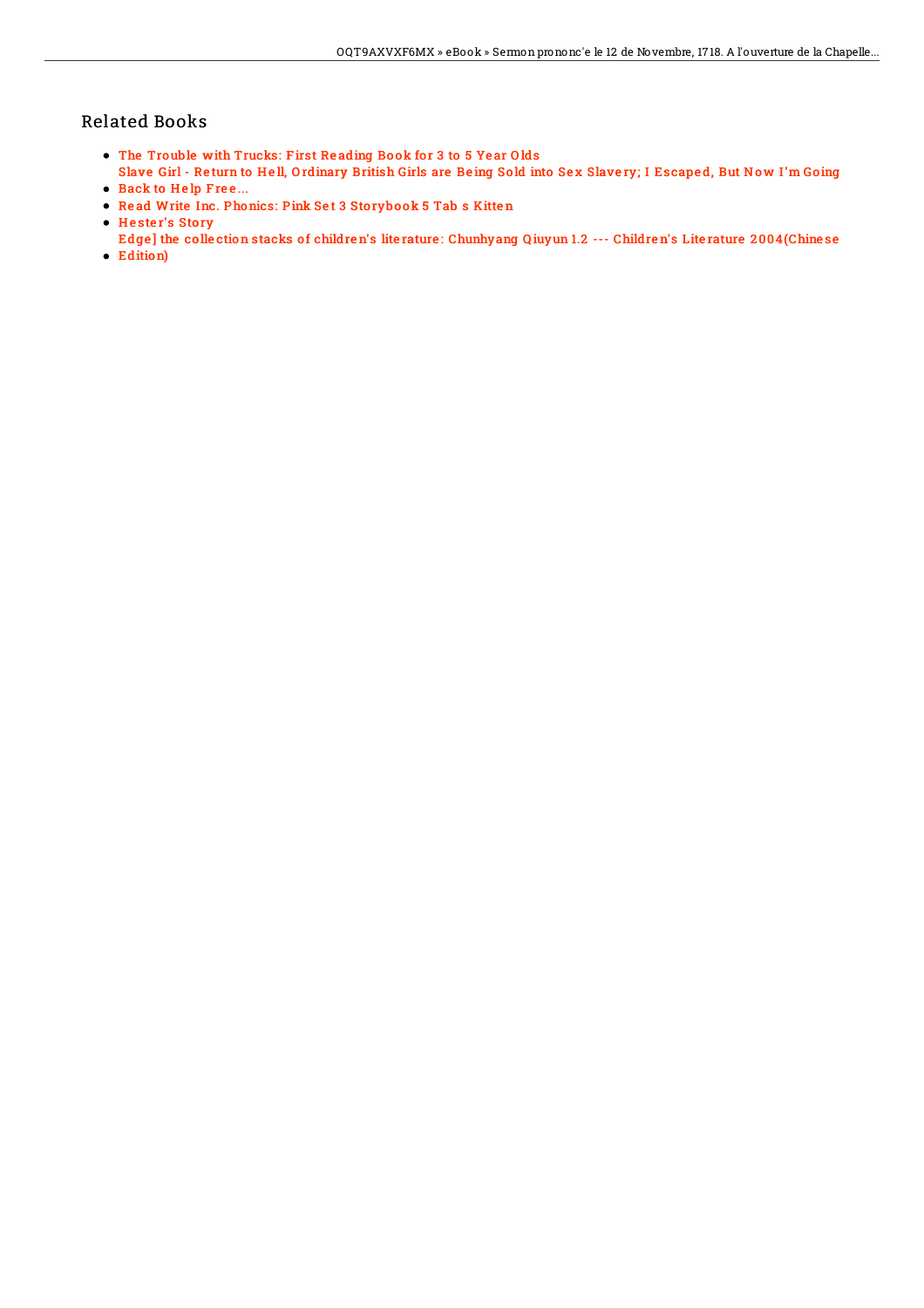## Related Books

- The Trouble with Trucks: First Reading Book for 3 to 5 Year Olds
- Slave Girl - Return to Hell, Ordinary British Girls are Being Sold into Sex Slavery; I Escaped, But Now I'm Going Back to Help Free...
- Read Write Inc. Phonics: Pink Set 3 Storybook 5 Tab s Kitten
- Hester's Story
- Edge] the collection stacks of children's literature: Chunhyang Qiuyun 1.2 --- Children's Literature 2004(Chinese Edition)